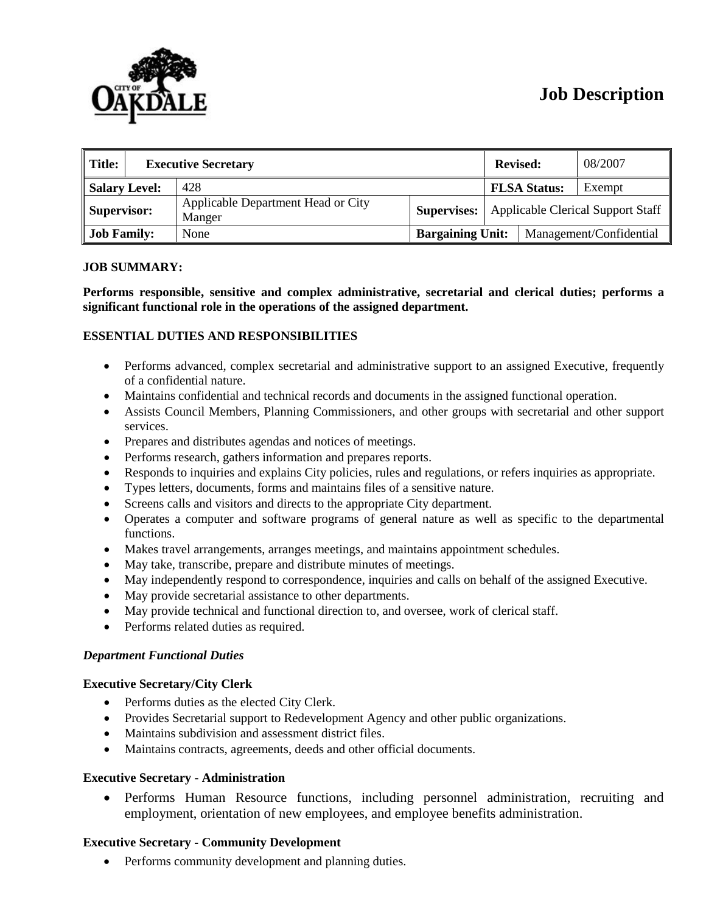CITY OF OAKDALE

# Job Description

| Title: | Executive Secretary | | | Revised: | 08/2007 |
|---|---|---|---|---|---|
| Salary Level: | 428 | | | FLSA Status: | Exempt |
| Supervisor: | Applicable Department Head or City Manger | Supervises: | Applicable Clerical Support Staff | | |
| Job Family: | None | Bargaining Unit: | Management/Confidential | | |

**JOB SUMMARY:**

**Performs responsible, sensitive and complex administrative, secretarial and clerical duties; performs a significant functional role in the operations of the assigned department.**

**ESSENTIAL DUTIES AND RESPONSIBILITIES**

- Performs advanced, complex secretarial and administrative support to an assigned Executive, frequently of a confidential nature.
- Maintains confidential and technical records and documents in the assigned functional operation.
- Assists Council Members, Planning Commissioners, and other groups with secretarial and other support services.
- Prepares and distributes agendas and notices of meetings.
- Performs research, gathers information and prepares reports.
- Responds to inquiries and explains City policies, rules and regulations, or refers inquiries as appropriate.
- Types letters, documents, forms and maintains files of a sensitive nature.
- Screens calls and visitors and directs to the appropriate City department.
- Operates a computer and software programs of general nature as well as specific to the departmental functions.
- Makes travel arrangements, arranges meetings, and maintains appointment schedules.
- May take, transcribe, prepare and distribute minutes of meetings.
- May independently respond to correspondence, inquiries and calls on behalf of the assigned Executive.
- May provide secretarial assistance to other departments.
- May provide technical and functional direction to, and oversee, work of clerical staff.
- Performs related duties as required.

***Department Functional Duties***

**Executive Secretary/City Clerk**

- Performs duties as the elected City Clerk.
- Provides Secretarial support to Redevelopment Agency and other public organizations.
- Maintains subdivision and assessment district files.
- Maintains contracts, agreements, deeds and other official documents.

**Executive Secretary - Administration**

- Performs Human Resource functions, including personnel administration, recruiting and employment, orientation of new employees, and employee benefits administration.

**Executive Secretary - Community Development**

- Performs community development and planning duties.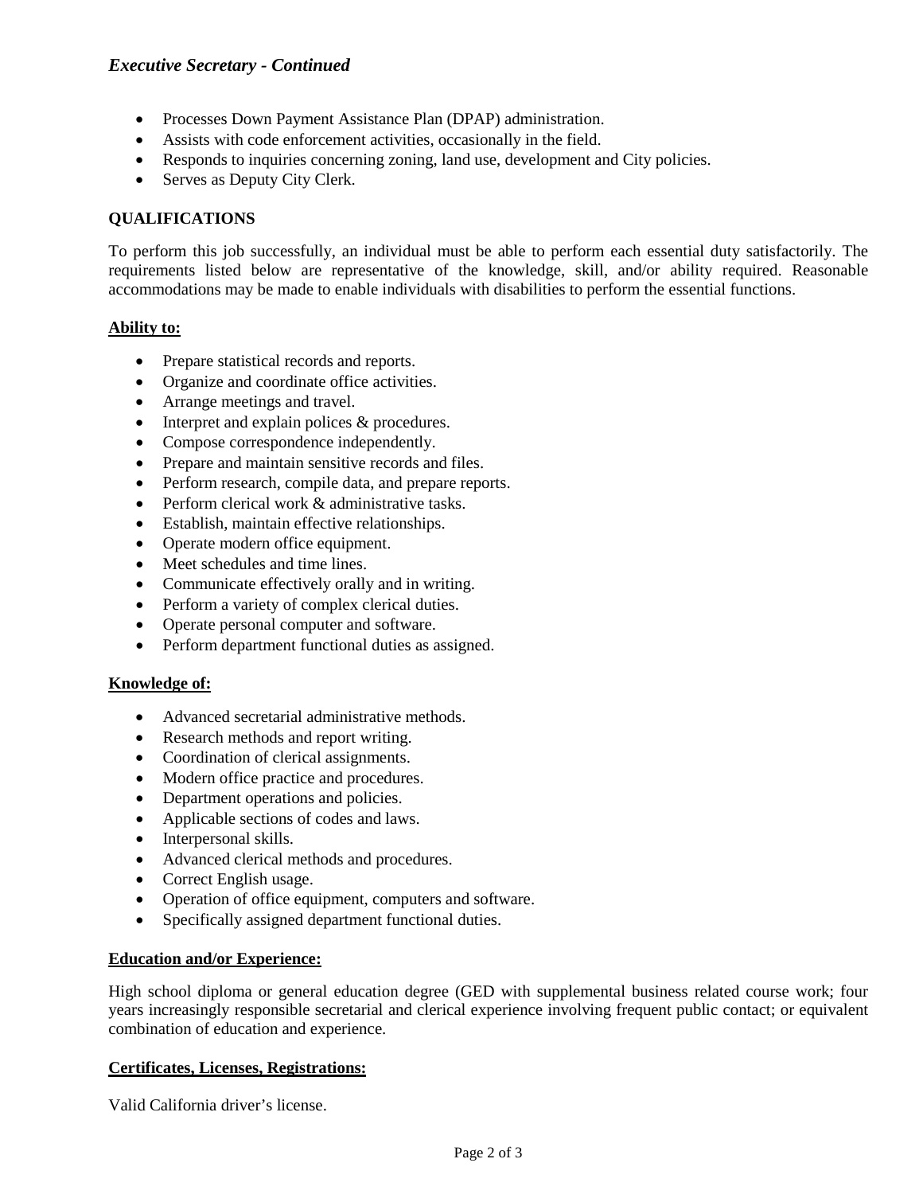*Executive Secretary - Continued*

- Processes Down Payment Assistance Plan (DPAP) administration.
- Assists with code enforcement activities, occasionally in the field.
- Responds to inquiries concerning zoning, land use, development and City policies.
- Serves as Deputy City Clerk.

**QUALIFICATIONS**

To perform this job successfully, an individual must be able to perform each essential duty satisfactorily. The requirements listed below are representative of the knowledge, skill, and/or ability required. Reasonable accommodations may be made to enable individuals with disabilities to perform the essential functions.

**Ability to:**

- Prepare statistical records and reports.
- Organize and coordinate office activities.
- Arrange meetings and travel.
- Interpret and explain polices & procedures.
- Compose correspondence independently.
- Prepare and maintain sensitive records and files.
- Perform research, compile data, and prepare reports.
- Perform clerical work & administrative tasks.
- Establish, maintain effective relationships.
- Operate modern office equipment.
- Meet schedules and time lines.
- Communicate effectively orally and in writing.
- Perform a variety of complex clerical duties.
- Operate personal computer and software.
- Perform department functional duties as assigned.

**Knowledge of:**

- Advanced secretarial administrative methods.
- Research methods and report writing.
- Coordination of clerical assignments.
- Modern office practice and procedures.
- Department operations and policies.
- Applicable sections of codes and laws.
- Interpersonal skills.
- Advanced clerical methods and procedures.
- Correct English usage.
- Operation of office equipment, computers and software.
- Specifically assigned department functional duties.

**Education and/or Experience:**

High school diploma or general education degree (GED with supplemental business related course work; four years increasingly responsible secretarial and clerical experience involving frequent public contact; or equivalent combination of education and experience.

**Certificates, Licenses, Registrations:**

Valid California driver's license.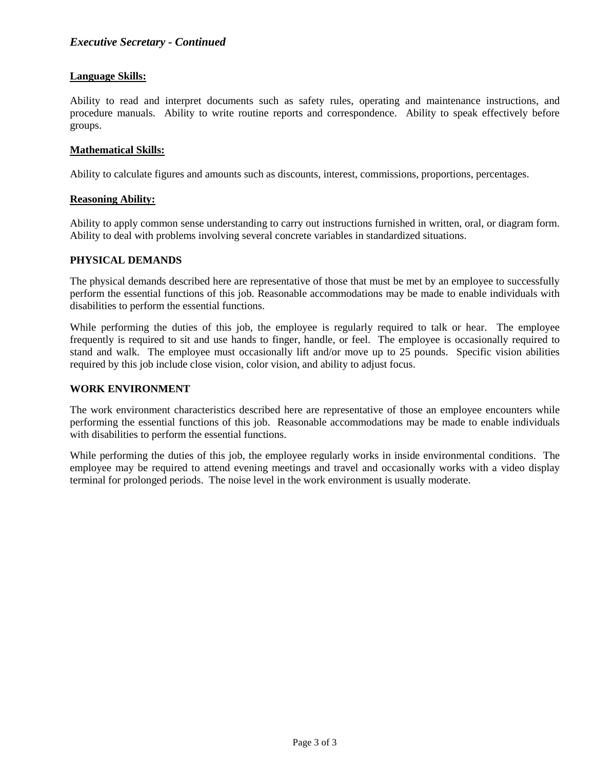*Executive Secretary - Continued*

**Language Skills:**

Ability to read and interpret documents such as safety rules, operating and maintenance instructions, and procedure manuals. Ability to write routine reports and correspondence. Ability to speak effectively before groups.

**Mathematical Skills:**

Ability to calculate figures and amounts such as discounts, interest, commissions, proportions, percentages.

**Reasoning Ability:**

Ability to apply common sense understanding to carry out instructions furnished in written, oral, or diagram form. Ability to deal with problems involving several concrete variables in standardized situations.

## PHYSICAL DEMANDS

The physical demands described here are representative of those that must be met by an employee to successfully perform the essential functions of this job. Reasonable accommodations may be made to enable individuals with disabilities to perform the essential functions.

While performing the duties of this job, the employee is regularly required to talk or hear. The employee frequently is required to sit and use hands to finger, handle, or feel. The employee is occasionally required to stand and walk. The employee must occasionally lift and/or move up to 25 pounds. Specific vision abilities required by this job include close vision, color vision, and ability to adjust focus.

## WORK ENVIRONMENT

The work environment characteristics described here are representative of those an employee encounters while performing the essential functions of this job. Reasonable accommodations may be made to enable individuals with disabilities to perform the essential functions.

While performing the duties of this job, the employee regularly works in inside environmental conditions. The employee may be required to attend evening meetings and travel and occasionally works with a video display terminal for prolonged periods. The noise level in the work environment is usually moderate.